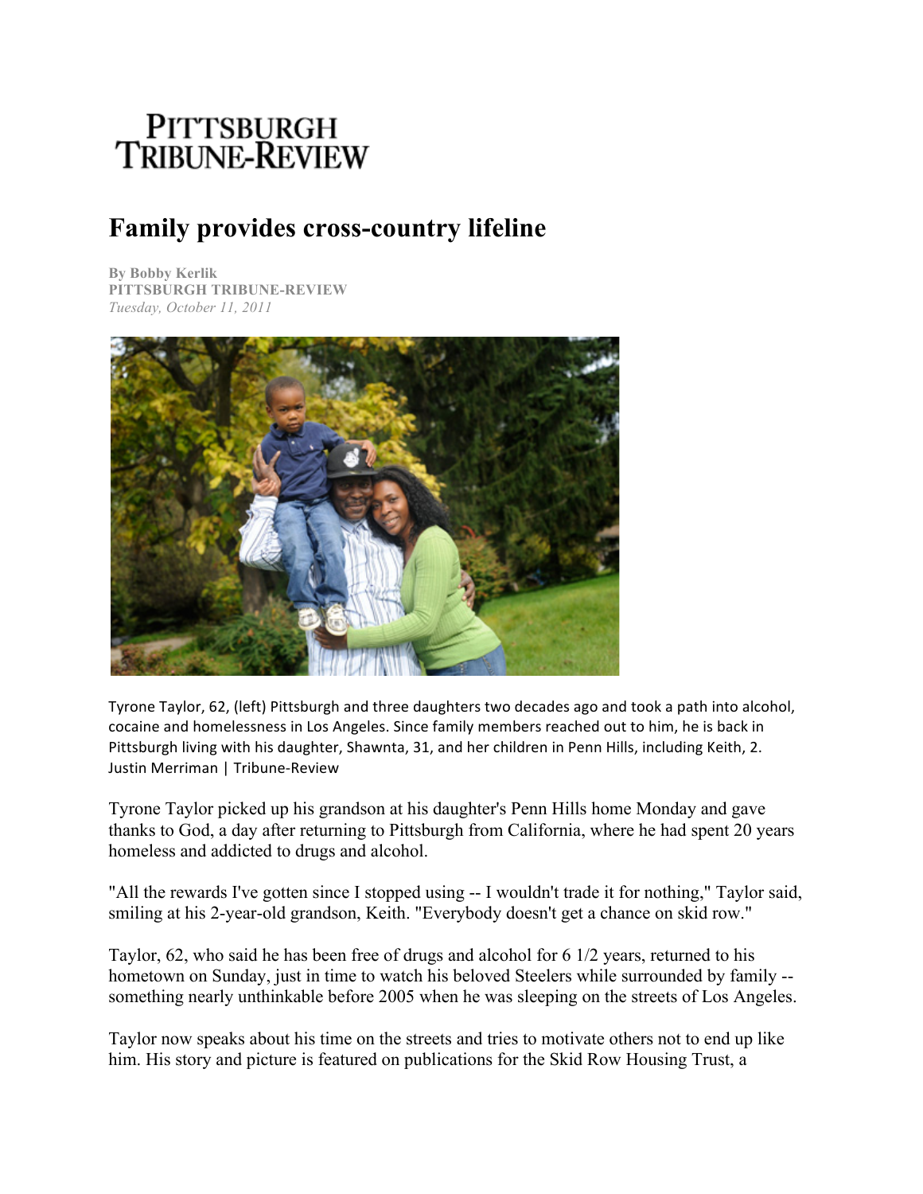# PITTSBURGH TRIBUNE-REVIEW

## Family provides cross-country lifeline

**By Bobby Kerlik**
**PITTSBURGH TRIBUNE-REVIEW**
*Tuesday, October 11, 2011*

Tyrone Taylor, 62, (left) Pittsburgh and three daughters two decades ago and took a path into alcohol, cocaine and homelessness in Los Angeles. Since family members reached out to him, he is back in Pittsburgh living with his daughter, Shawnta, 31, and her children in Penn Hills, including Keith, 2. Justin Merriman | Tribune-Review

Tyrone Taylor picked up his grandson at his daughter's Penn Hills home Monday and gave thanks to God, a day after returning to Pittsburgh from California, where he had spent 20 years homeless and addicted to drugs and alcohol.

"All the rewards I've gotten since I stopped using -- I wouldn't trade it for nothing," Taylor said, smiling at his 2-year-old grandson, Keith. "Everybody doesn't get a chance on skid row."

Taylor, 62, who said he has been free of drugs and alcohol for 6 1/2 years, returned to his hometown on Sunday, just in time to watch his beloved Steelers while surrounded by family -- something nearly unthinkable before 2005 when he was sleeping on the streets of Los Angeles.

Taylor now speaks about his time on the streets and tries to motivate others not to end up like him. His story and picture is featured on publications for the Skid Row Housing Trust, a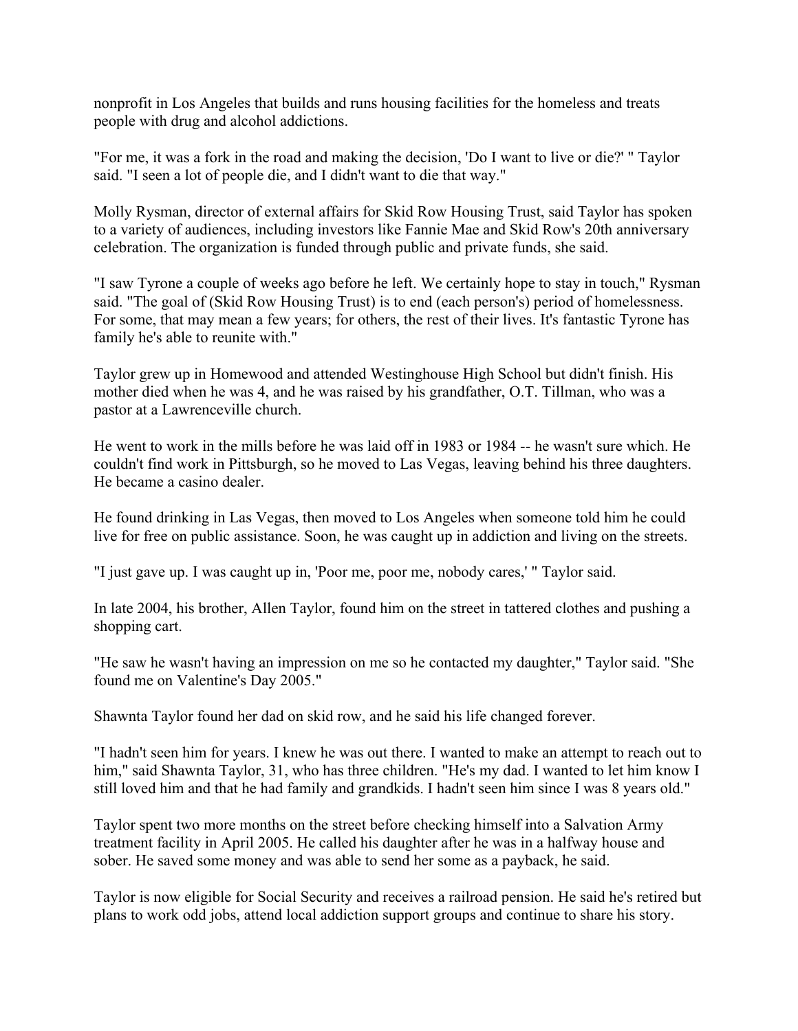nonprofit in Los Angeles that builds and runs housing facilities for the homeless and treats people with drug and alcohol addictions.

"For me, it was a fork in the road and making the decision, 'Do I want to live or die?' " Taylor said. "I seen a lot of people die, and I didn't want to die that way."

Molly Rysman, director of external affairs for Skid Row Housing Trust, said Taylor has spoken to a variety of audiences, including investors like Fannie Mae and Skid Row's 20th anniversary celebration. The organization is funded through public and private funds, she said.

"I saw Tyrone a couple of weeks ago before he left. We certainly hope to stay in touch," Rysman said. "The goal of (Skid Row Housing Trust) is to end (each person's) period of homelessness. For some, that may mean a few years; for others, the rest of their lives. It's fantastic Tyrone has family he's able to reunite with."

Taylor grew up in Homewood and attended Westinghouse High School but didn't finish. His mother died when he was 4, and he was raised by his grandfather, O.T. Tillman, who was a pastor at a Lawrenceville church.

He went to work in the mills before he was laid off in 1983 or 1984 -- he wasn't sure which. He couldn't find work in Pittsburgh, so he moved to Las Vegas, leaving behind his three daughters. He became a casino dealer.

He found drinking in Las Vegas, then moved to Los Angeles when someone told him he could live for free on public assistance. Soon, he was caught up in addiction and living on the streets.

"I just gave up. I was caught up in, 'Poor me, poor me, nobody cares,' " Taylor said.

In late 2004, his brother, Allen Taylor, found him on the street in tattered clothes and pushing a shopping cart.

"He saw he wasn't having an impression on me so he contacted my daughter," Taylor said. "She found me on Valentine's Day 2005."

Shawnta Taylor found her dad on skid row, and he said his life changed forever.

"I hadn't seen him for years. I knew he was out there. I wanted to make an attempt to reach out to him," said Shawnta Taylor, 31, who has three children. "He's my dad. I wanted to let him know I still loved him and that he had family and grandkids. I hadn't seen him since I was 8 years old."

Taylor spent two more months on the street before checking himself into a Salvation Army treatment facility in April 2005. He called his daughter after he was in a halfway house and sober. He saved some money and was able to send her some as a payback, he said.

Taylor is now eligible for Social Security and receives a railroad pension. He said he's retired but plans to work odd jobs, attend local addiction support groups and continue to share his story.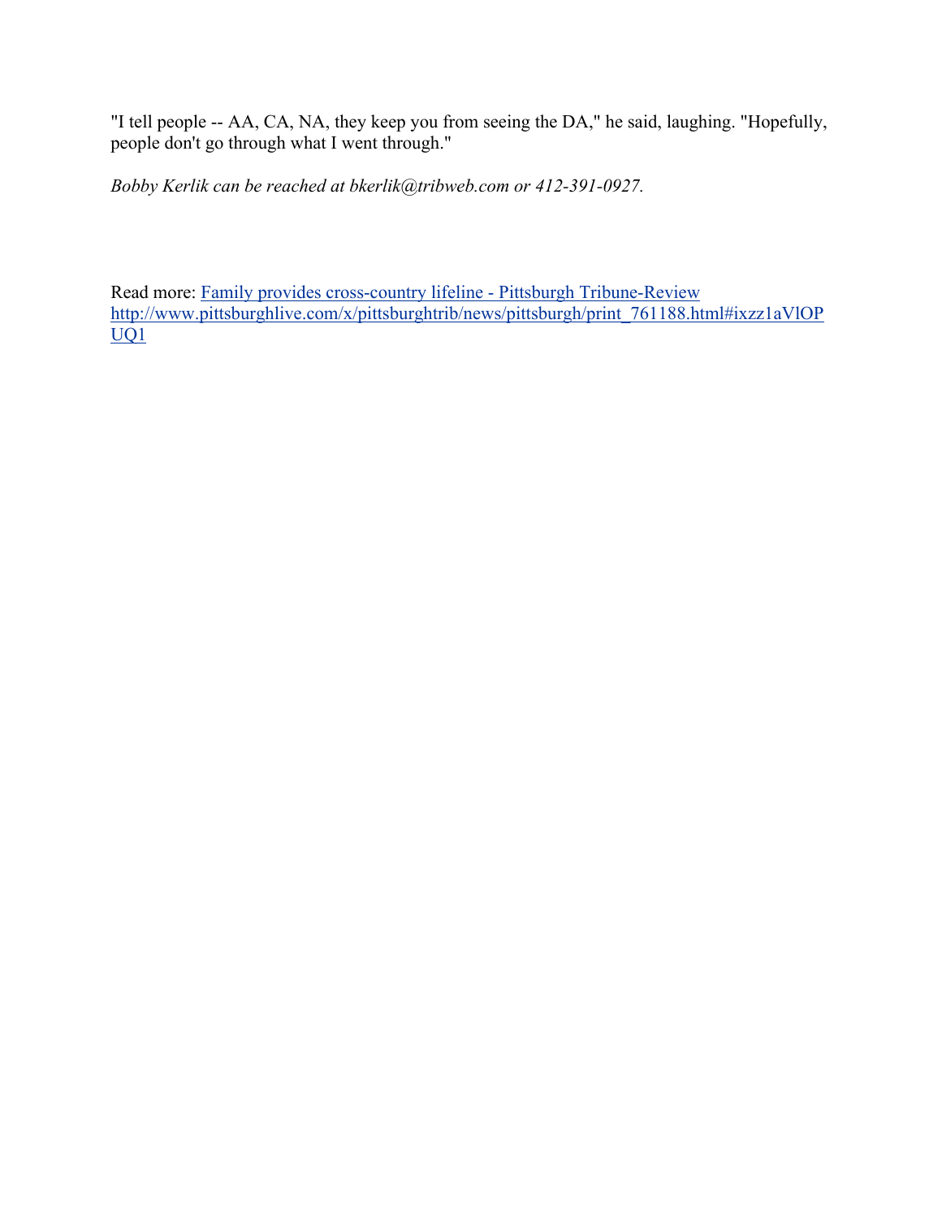"I tell people -- AA, CA, NA, they keep you from seeing the DA," he said, laughing. "Hopefully, people don't go through what I went through."

*Bobby Kerlik can be reached at bkerlik@tribweb.com or 412-391-0927.*

Read more: [Family provides cross-country lifeline - Pittsburgh Tribune-Review](http://www.pittsburghlive.com/x/pittsburghtrib/news/pittsburgh/print_761188.html#ixzz1aVlOPUQ1)
[http://www.pittsburghlive.com/x/pittsburghtrib/news/pittsburgh/print_761188.html#ixzz1aVlOPUQ1](http://www.pittsburghlive.com/x/pittsburghtrib/news/pittsburgh/print_761188.html#ixzz1aVlOPUQ1)